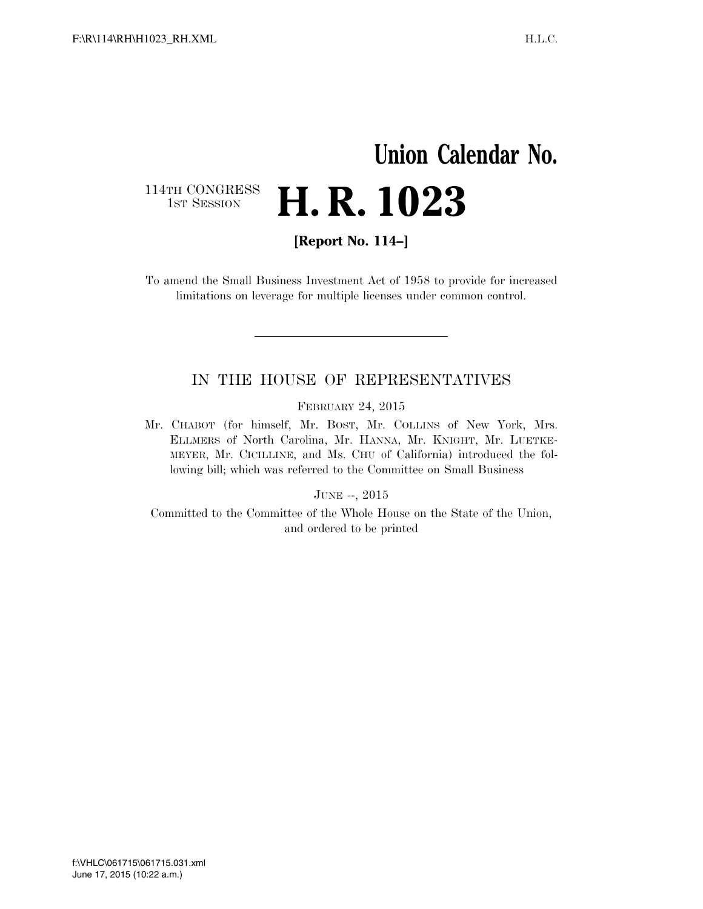# Union Calendar No.

114TH CONGRESS
1ST SESSION

# H. R. 1023

**[Report No. 114–]**

To amend the Small Business Investment Act of 1958 to provide for increased limitations on leverage for multiple licenses under common control.

---

## IN THE HOUSE OF REPRESENTATIVES

FEBRUARY 24, 2015

Mr. CHABOT (for himself, Mr. BOST, Mr. COLLINS of New York, Mrs. ELLMERS of North Carolina, Mr. HANNA, Mr. KNIGHT, Mr. LUETKEMEYER, Mr. CICILLINE, and Ms. CHU of California) introduced the following bill; which was referred to the Committee on Small Business

JUNE --, 2015

Committed to the Committee of the Whole House on the State of the Union, and ordered to be printed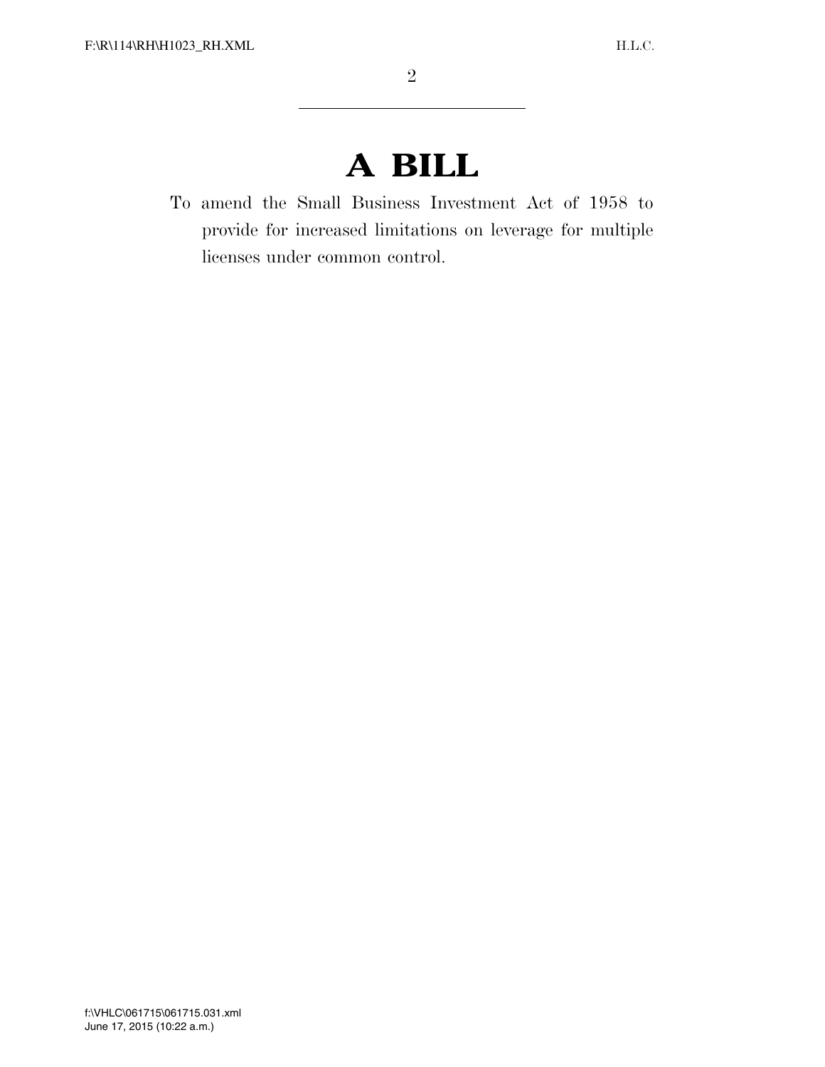# A BILL

To amend the Small Business Investment Act of 1958 to provide for increased limitations on leverage for multiple licenses under common control.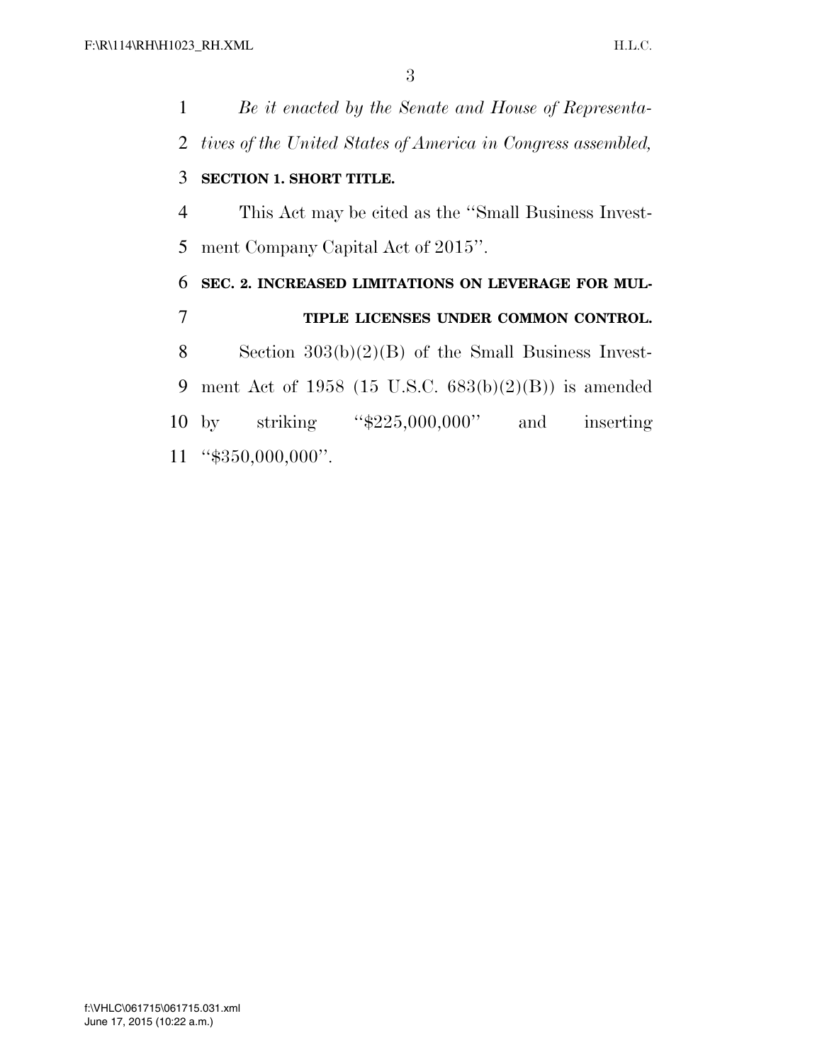*Be it enacted by the Senate and House of Representatives of the United States of America in Congress assembled,*

**SECTION 1. SHORT TITLE.**

This Act may be cited as the ''Small Business Investment Company Capital Act of 2015''.

**SEC. 2. INCREASED LIMITATIONS ON LEVERAGE FOR MULTIPLE LICENSES UNDER COMMON CONTROL.**

Section 303(b)(2)(B) of the Small Business Investment Act of 1958 (15 U.S.C. 683(b)(2)(B)) is amended by striking ''$225,000,000'' and inserting ''$350,000,000''.